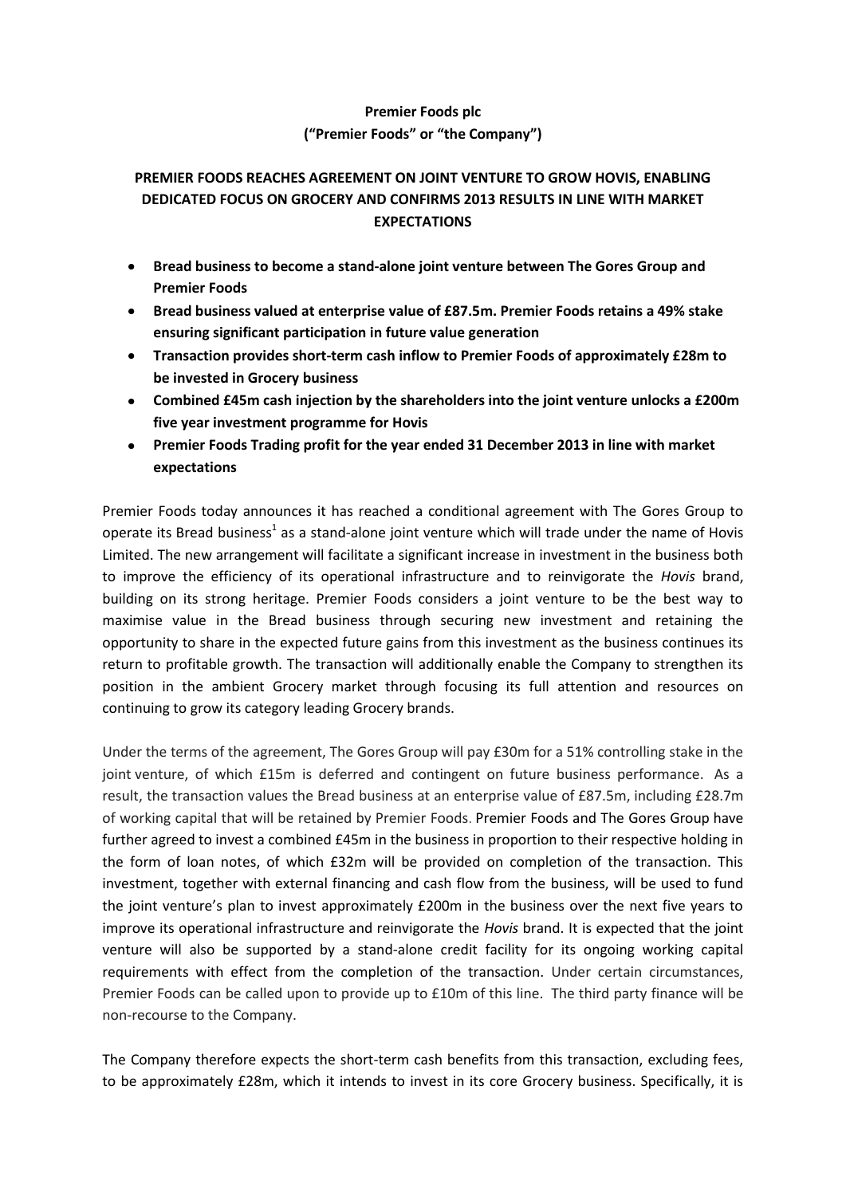**Premier Foods plc**
**("Premier Foods" or "the Company")**

**PREMIER FOODS REACHES AGREEMENT ON JOINT VENTURE TO GROW HOVIS, ENABLING DEDICATED FOCUS ON GROCERY AND CONFIRMS 2013 RESULTS IN LINE WITH MARKET EXPECTATIONS**

- **Bread business to become a stand-alone joint venture between The Gores Group and Premier Foods**
- **Bread business valued at enterprise value of £87.5m. Premier Foods retains a 49% stake ensuring significant participation in future value generation**
- **Transaction provides short-term cash inflow to Premier Foods of approximately £28m to be invested in Grocery business**
- **Combined £45m cash injection by the shareholders into the joint venture unlocks a £200m five year investment programme for Hovis**
- **Premier Foods Trading profit for the year ended 31 December 2013 in line with market expectations**

Premier Foods today announces it has reached a conditional agreement with The Gores Group to operate its Bread business[1] as a stand-alone joint venture which will trade under the name of Hovis Limited. The new arrangement will facilitate a significant increase in investment in the business both to improve the efficiency of its operational infrastructure and to reinvigorate the *Hovis* brand, building on its strong heritage. Premier Foods considers a joint venture to be the best way to maximise value in the Bread business through securing new investment and retaining the opportunity to share in the expected future gains from this investment as the business continues its return to profitable growth. The transaction will additionally enable the Company to strengthen its position in the ambient Grocery market through focusing its full attention and resources on continuing to grow its category leading Grocery brands.

Under the terms of the agreement, The Gores Group will pay £30m for a 51% controlling stake in the joint venture, of which £15m is deferred and contingent on future business performance. As a result, the transaction values the Bread business at an enterprise value of £87.5m, including £28.7m of working capital that will be retained by Premier Foods. Premier Foods and The Gores Group have further agreed to invest a combined £45m in the business in proportion to their respective holding in the form of loan notes, of which £32m will be provided on completion of the transaction. This investment, together with external financing and cash flow from the business, will be used to fund the joint venture's plan to invest approximately £200m in the business over the next five years to improve its operational infrastructure and reinvigorate the *Hovis* brand. It is expected that the joint venture will also be supported by a stand-alone credit facility for its ongoing working capital requirements with effect from the completion of the transaction. Under certain circumstances, Premier Foods can be called upon to provide up to £10m of this line. The third party finance will be non-recourse to the Company.

The Company therefore expects the short-term cash benefits from this transaction, excluding fees, to be approximately £28m, which it intends to invest in its core Grocery business. Specifically, it is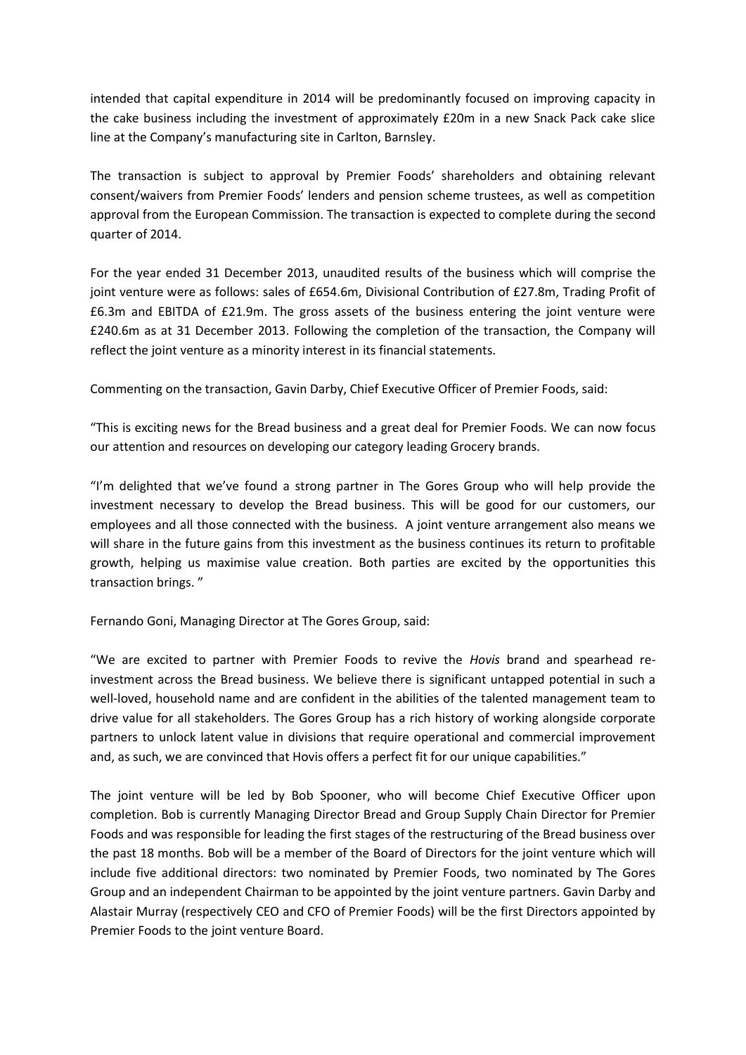intended that capital expenditure in 2014 will be predominantly focused on improving capacity in the cake business including the investment of approximately £20m in a new Snack Pack cake slice line at the Company's manufacturing site in Carlton, Barnsley.

The transaction is subject to approval by Premier Foods' shareholders and obtaining relevant consent/waivers from Premier Foods' lenders and pension scheme trustees, as well as competition approval from the European Commission. The transaction is expected to complete during the second quarter of 2014.

For the year ended 31 December 2013, unaudited results of the business which will comprise the joint venture were as follows: sales of £654.6m, Divisional Contribution of £27.8m, Trading Profit of £6.3m and EBITDA of £21.9m. The gross assets of the business entering the joint venture were £240.6m as at 31 December 2013. Following the completion of the transaction, the Company will reflect the joint venture as a minority interest in its financial statements.

Commenting on the transaction, Gavin Darby, Chief Executive Officer of Premier Foods, said:

"This is exciting news for the Bread business and a great deal for Premier Foods. We can now focus our attention and resources on developing our category leading Grocery brands.

"I'm delighted that we've found a strong partner in The Gores Group who will help provide the investment necessary to develop the Bread business. This will be good for our customers, our employees and all those connected with the business. A joint venture arrangement also means we will share in the future gains from this investment as the business continues its return to profitable growth, helping us maximise value creation. Both parties are excited by the opportunities this transaction brings. "

Fernando Goni, Managing Director at The Gores Group, said:

"We are excited to partner with Premier Foods to revive the *Hovis* brand and spearhead re-investment across the Bread business. We believe there is significant untapped potential in such a well-loved, household name and are confident in the abilities of the talented management team to drive value for all stakeholders. The Gores Group has a rich history of working alongside corporate partners to unlock latent value in divisions that require operational and commercial improvement and, as such, we are convinced that Hovis offers a perfect fit for our unique capabilities."

The joint venture will be led by Bob Spooner, who will become Chief Executive Officer upon completion. Bob is currently Managing Director Bread and Group Supply Chain Director for Premier Foods and was responsible for leading the first stages of the restructuring of the Bread business over the past 18 months. Bob will be a member of the Board of Directors for the joint venture which will include five additional directors: two nominated by Premier Foods, two nominated by The Gores Group and an independent Chairman to be appointed by the joint venture partners. Gavin Darby and Alastair Murray (respectively CEO and CFO of Premier Foods) will be the first Directors appointed by Premier Foods to the joint venture Board.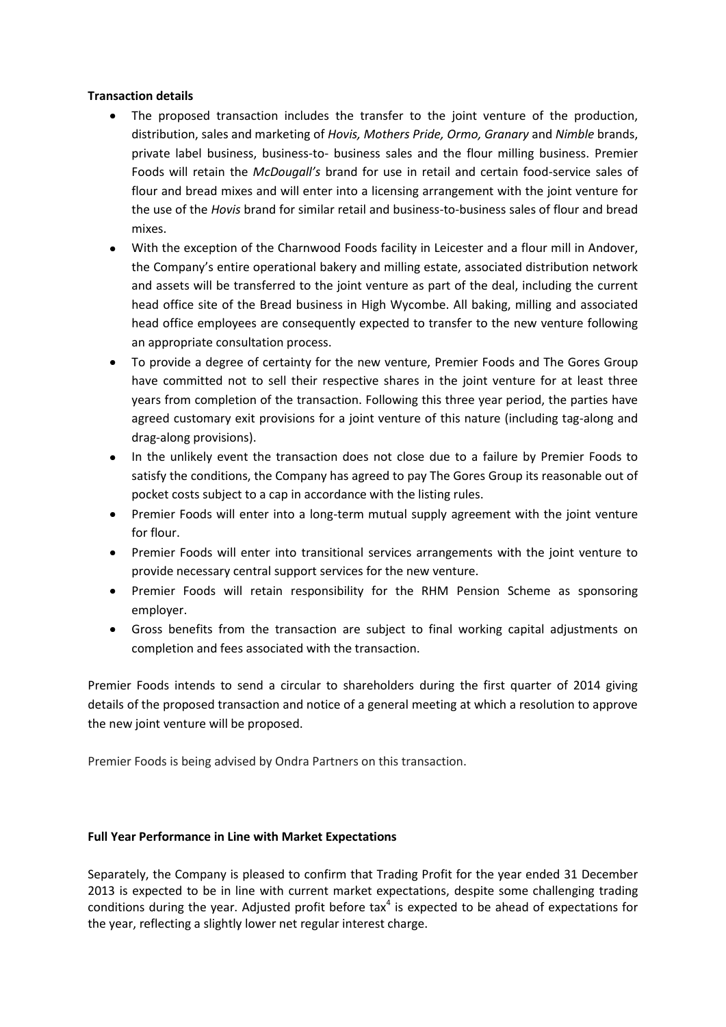**Transaction details**

- The proposed transaction includes the transfer to the joint venture of the production, distribution, sales and marketing of *Hovis, Mothers Pride, Ormo, Granary* and *Nimble* brands, private label business, business-to- business sales and the flour milling business. Premier Foods will retain the *McDougall's* brand for use in retail and certain food-service sales of flour and bread mixes and will enter into a licensing arrangement with the joint venture for the use of the *Hovis* brand for similar retail and business-to-business sales of flour and bread mixes.
- With the exception of the Charnwood Foods facility in Leicester and a flour mill in Andover, the Company's entire operational bakery and milling estate, associated distribution network and assets will be transferred to the joint venture as part of the deal, including the current head office site of the Bread business in High Wycombe. All baking, milling and associated head office employees are consequently expected to transfer to the new venture following an appropriate consultation process.
- To provide a degree of certainty for the new venture, Premier Foods and The Gores Group have committed not to sell their respective shares in the joint venture for at least three years from completion of the transaction. Following this three year period, the parties have agreed customary exit provisions for a joint venture of this nature (including tag-along and drag-along provisions).
- In the unlikely event the transaction does not close due to a failure by Premier Foods to satisfy the conditions, the Company has agreed to pay The Gores Group its reasonable out of pocket costs subject to a cap in accordance with the listing rules.
- Premier Foods will enter into a long-term mutual supply agreement with the joint venture for flour.
- Premier Foods will enter into transitional services arrangements with the joint venture to provide necessary central support services for the new venture.
- Premier Foods will retain responsibility for the RHM Pension Scheme as sponsoring employer.
- Gross benefits from the transaction are subject to final working capital adjustments on completion and fees associated with the transaction.

Premier Foods intends to send a circular to shareholders during the first quarter of 2014 giving details of the proposed transaction and notice of a general meeting at which a resolution to approve the new joint venture will be proposed.

Premier Foods is being advised by Ondra Partners on this transaction.

**Full Year Performance in Line with Market Expectations**

Separately, the Company is pleased to confirm that Trading Profit for the year ended 31 December 2013 is expected to be in line with current market expectations, despite some challenging trading conditions during the year. Adjusted profit before tax[4] is expected to be ahead of expectations for the year, reflecting a slightly lower net regular interest charge.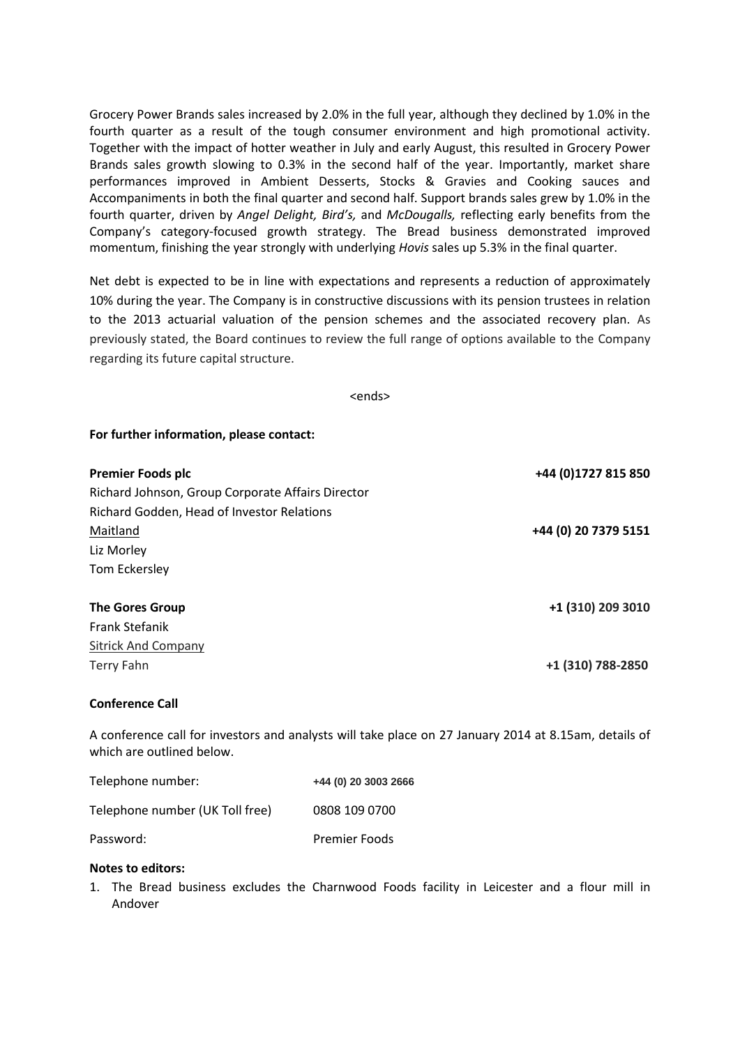Grocery Power Brands sales increased by 2.0% in the full year, although they declined by 1.0% in the fourth quarter as a result of the tough consumer environment and high promotional activity. Together with the impact of hotter weather in July and early August, this resulted in Grocery Power Brands sales growth slowing to 0.3% in the second half of the year. Importantly, market share performances improved in Ambient Desserts, Stocks & Gravies and Cooking sauces and Accompaniments in both the final quarter and second half. Support brands sales grew by 1.0% in the fourth quarter, driven by *Angel Delight, Bird's,* and *McDougalls,* reflecting early benefits from the Company's category-focused growth strategy. The Bread business demonstrated improved momentum, finishing the year strongly with underlying *Hovis* sales up 5.3% in the final quarter.

Net debt is expected to be in line with expectations and represents a reduction of approximately 10% during the year. The Company is in constructive discussions with its pension trustees in relation to the 2013 actuarial valuation of the pension schemes and the associated recovery plan. As previously stated, the Board continues to review the full range of options available to the Company regarding its future capital structure.

<ends>

**For further information, please contact:**

**Premier Foods plc** **+44 (0)1727 815 850**
Richard Johnson, Group Corporate Affairs Director
Richard Godden, Head of Investor Relations
Maitland **+44 (0) 20 7379 5151**
Liz Morley
Tom Eckersley

**The Gores Group** **+1 (310) 209 3010**
Frank Stefanik
Sitrick And Company
Terry Fahn **+1 (310) 788-2850**

**Conference Call**

A conference call for investors and analysts will take place on 27 January 2014 at 8.15am, details of which are outlined below.

| | |
|---|---|
| Telephone number: | +44 (0) 20 3003 2666 |
| Telephone number (UK Toll free) | 0808 109 0700 |
| Password: | Premier Foods |

**Notes to editors:**

1. The Bread business excludes the Charnwood Foods facility in Leicester and a flour mill in Andover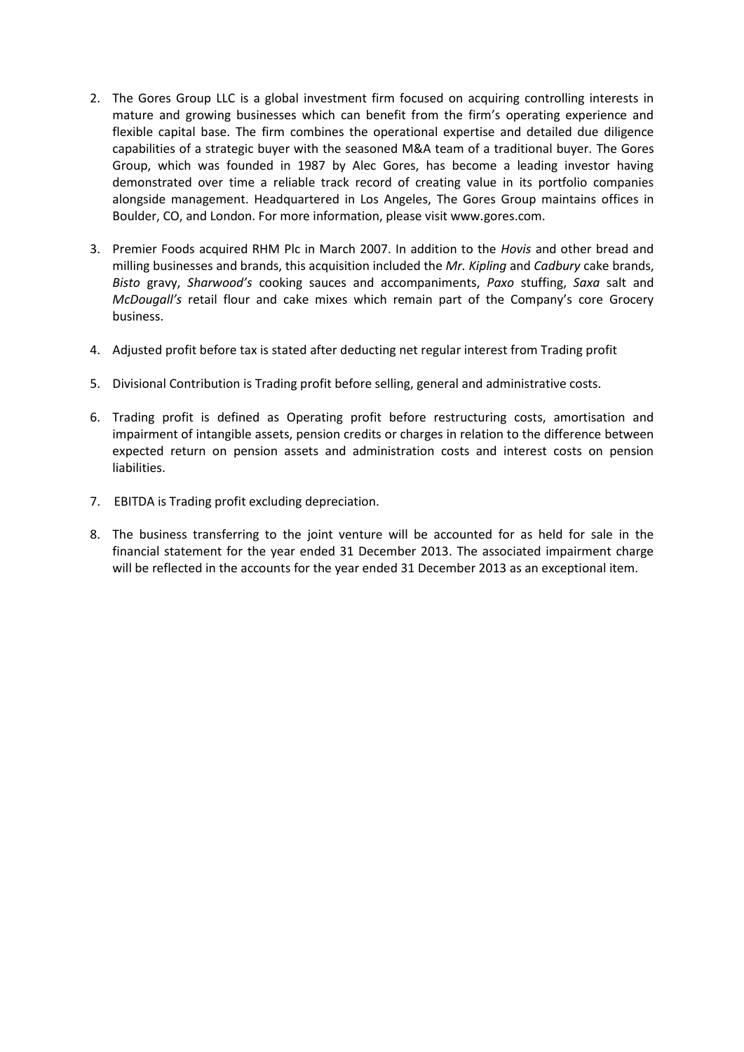2. The Gores Group LLC is a global investment firm focused on acquiring controlling interests in mature and growing businesses which can benefit from the firm's operating experience and flexible capital base. The firm combines the operational expertise and detailed due diligence capabilities of a strategic buyer with the seasoned M&A team of a traditional buyer. The Gores Group, which was founded in 1987 by Alec Gores, has become a leading investor having demonstrated over time a reliable track record of creating value in its portfolio companies alongside management. Headquartered in Los Angeles, The Gores Group maintains offices in Boulder, CO, and London. For more information, please visit www.gores.com.

3. Premier Foods acquired RHM Plc in March 2007. In addition to the *Hovis* and other bread and milling businesses and brands, this acquisition included the *Mr. Kipling* and *Cadbury* cake brands, *Bisto* gravy, *Sharwood's* cooking sauces and accompaniments, *Paxo* stuffing, *Saxa* salt and *McDougall's* retail flour and cake mixes which remain part of the Company's core Grocery business.

4. Adjusted profit before tax is stated after deducting net regular interest from Trading profit

5. Divisional Contribution is Trading profit before selling, general and administrative costs.

6. Trading profit is defined as Operating profit before restructuring costs, amortisation and impairment of intangible assets, pension credits or charges in relation to the difference between expected return on pension assets and administration costs and interest costs on pension liabilities.

7. EBITDA is Trading profit excluding depreciation.

8. The business transferring to the joint venture will be accounted for as held for sale in the financial statement for the year ended 31 December 2013. The associated impairment charge will be reflected in the accounts for the year ended 31 December 2013 as an exceptional item.